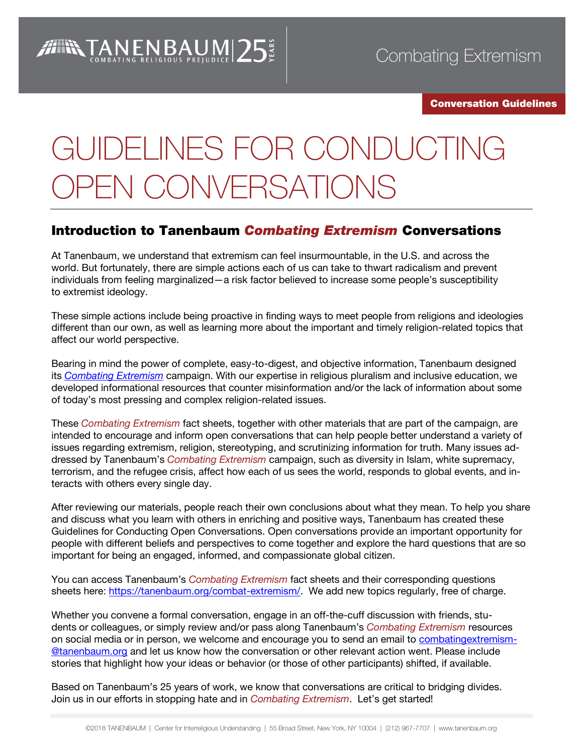TANENBAUM | 25 YEARS
COMBATING RELIGIOUS PREJUDICE

Combating Extremism

**Conversation Guidelines**

# GUIDELINES FOR CONDUCTING OPEN CONVERSATIONS

## Introduction to Tanenbaum *Combating Extremism* Conversations

At Tanenbaum, we understand that extremism can feel insurmountable, in the U.S. and across the world. But fortunately, there are simple actions each of us can take to thwart radicalism and prevent individuals from feeling marginalized—a risk factor believed to increase some people's susceptibility to extremist ideology.

These simple actions include being proactive in finding ways to meet people from religions and ideologies different than our own, as well as learning more about the important and timely religion-related topics that affect our world perspective.

Bearing in mind the power of complete, easy-to-digest, and objective information, Tanenbaum designed its *Combating Extremism* campaign. With our expertise in religious pluralism and inclusive education, we developed informational resources that counter misinformation and/or the lack of information about some of today's most pressing and complex religion-related issues.

These *Combating Extremism* fact sheets, together with other materials that are part of the campaign, are intended to encourage and inform open conversations that can help people better understand a variety of issues regarding extremism, religion, stereotyping, and scrutinizing information for truth. Many issues addressed by Tanenbaum's *Combating Extremism* campaign, such as diversity in Islam, white supremacy, terrorism, and the refugee crisis, affect how each of us sees the world, responds to global events, and interacts with others every single day.

After reviewing our materials, people reach their own conclusions about what they mean. To help you share and discuss what you learn with others in enriching and positive ways, Tanenbaum has created these Guidelines for Conducting Open Conversations. Open conversations provide an important opportunity for people with different beliefs and perspectives to come together and explore the hard questions that are so important for being an engaged, informed, and compassionate global citizen.

You can access Tanenbaum's *Combating Extremism* fact sheets and their corresponding questions sheets here: https://tanenbaum.org/combat-extremism/. We add new topics regularly, free of charge.

Whether you convene a formal conversation, engage in an off-the-cuff discussion with friends, students or colleagues, or simply review and/or pass along Tanenbaum's *Combating Extremism* resources on social media or in person, we welcome and encourage you to send an email to combatingextremism@tanenbaum.org and let us know how the conversation or other relevant action went. Please include stories that highlight how your ideas or behavior (or those of other participants) shifted, if available.

Based on Tanenbaum's 25 years of work, we know that conversations are critical to bridging divides. Join us in our efforts in stopping hate and in *Combating Extremism*. Let's get started!

©2018 TANENBAUM | Center for Interreligious Understanding | 55 Broad Street, New York, NY 10004 | (212) 967-7707 | www.tanenbaum.org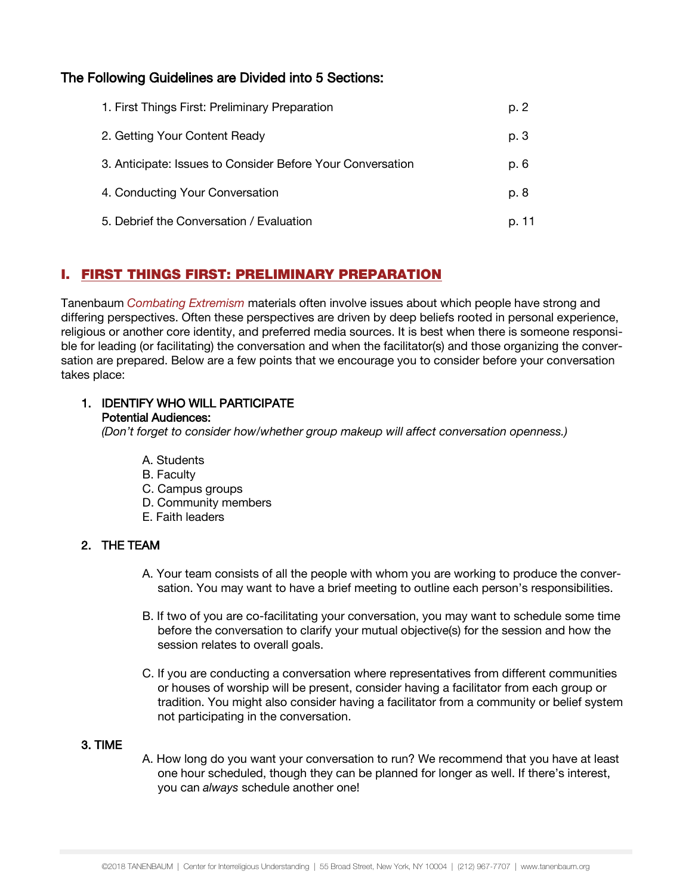## The Following Guidelines are Divided into 5 Sections:

| | |
|---|---|
| 1. First Things First: Preliminary Preparation | p. 2 |
| 2. Getting Your Content Ready | p. 3 |
| 3. Anticipate: Issues to Consider Before Your Conversation | p. 6 |
| 4. Conducting Your Conversation | p. 8 |
| 5. Debrief the Conversation / Evaluation | p. 11 |

## I. FIRST THINGS FIRST: PRELIMINARY PREPARATION

Tanenbaum *Combating Extremism* materials often involve issues about which people have strong and differing perspectives. Often these perspectives are driven by deep beliefs rooted in personal experience, religious or another core identity, and preferred media sources. It is best when there is someone responsible for leading (or facilitating) the conversation and when the facilitator(s) and those organizing the conversation are prepared. Below are a few points that we encourage you to consider before your conversation takes place:

### 1. IDENTIFY WHO WILL PARTICIPATE

**Potential Audiences:**

*(Don't forget to consider how/whether group makeup will affect conversation openness.)*

A. Students
B. Faculty
C. Campus groups
D. Community members
E. Faith leaders

### 2. THE TEAM

A. Your team consists of all the people with whom you are working to produce the conversation. You may want to have a brief meeting to outline each person's responsibilities.

B. If two of you are co-facilitating your conversation, you may want to schedule some time before the conversation to clarify your mutual objective(s) for the session and how the session relates to overall goals.

C. If you are conducting a conversation where representatives from different communities or houses of worship will be present, consider having a facilitator from each group or tradition. You might also consider having a facilitator from a community or belief system not participating in the conversation.

### 3. TIME

A. How long do you want your conversation to run? We recommend that you have at least one hour scheduled, though they can be planned for longer as well. If there's interest, you can *always* schedule another one!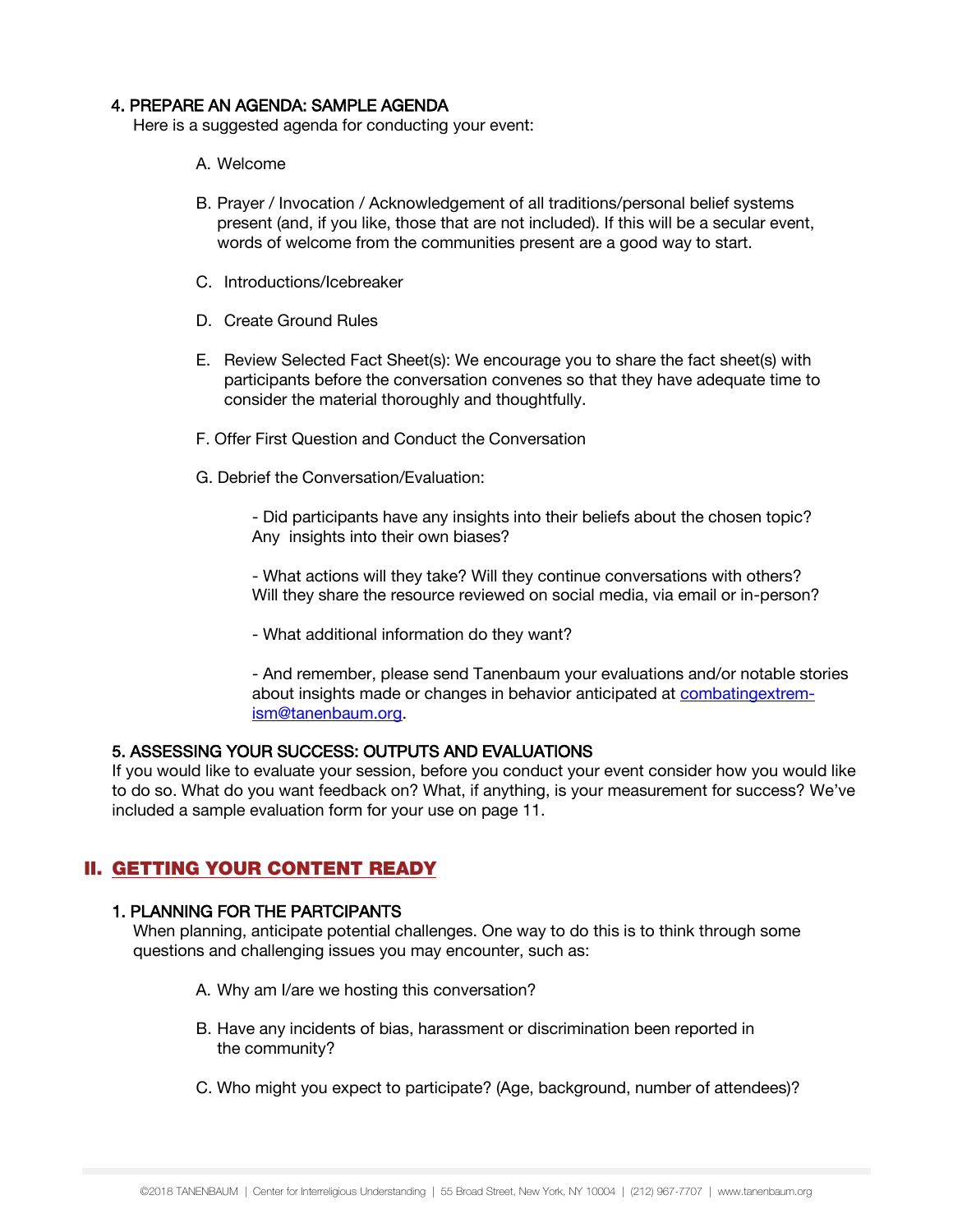#### 4. PREPARE AN AGENDA: SAMPLE AGENDA

Here is a suggested agenda for conducting your event:

A. Welcome

B. Prayer / Invocation / Acknowledgement of all traditions/personal belief systems present (and, if you like, those that are not included). If this will be a secular event, words of welcome from the communities present are a good way to start.

C. Introductions/Icebreaker

D. Create Ground Rules

E. Review Selected Fact Sheet(s): We encourage you to share the fact sheet(s) with participants before the conversation convenes so that they have adequate time to consider the material thoroughly and thoughtfully.

F. Offer First Question and Conduct the Conversation

G. Debrief the Conversation/Evaluation:

- Did participants have any insights into their beliefs about the chosen topic? Any insights into their own biases?

- What actions will they take? Will they continue conversations with others? Will they share the resource reviewed on social media, via email or in-person?

- What additional information do they want?

- And remember, please send Tanenbaum your evaluations and/or notable stories about insights made or changes in behavior anticipated at [combatingextremism@tanenbaum.org](mailto:combatingextremism@tanenbaum.org).

#### 5. ASSESSING YOUR SUCCESS: OUTPUTS AND EVALUATIONS

If you would like to evaluate your session, before you conduct your event consider how you would like to do so. What do you want feedback on? What, if anything, is your measurement for success? We've included a sample evaluation form for your use on page 11.

## II. GETTING YOUR CONTENT READY

#### 1. PLANNING FOR THE PARTCIPANTS

When planning, anticipate potential challenges. One way to do this is to think through some questions and challenging issues you may encounter, such as:

A. Why am I/are we hosting this conversation?

B. Have any incidents of bias, harassment or discrimination been reported in the community?

C. Who might you expect to participate? (Age, background, number of attendees)?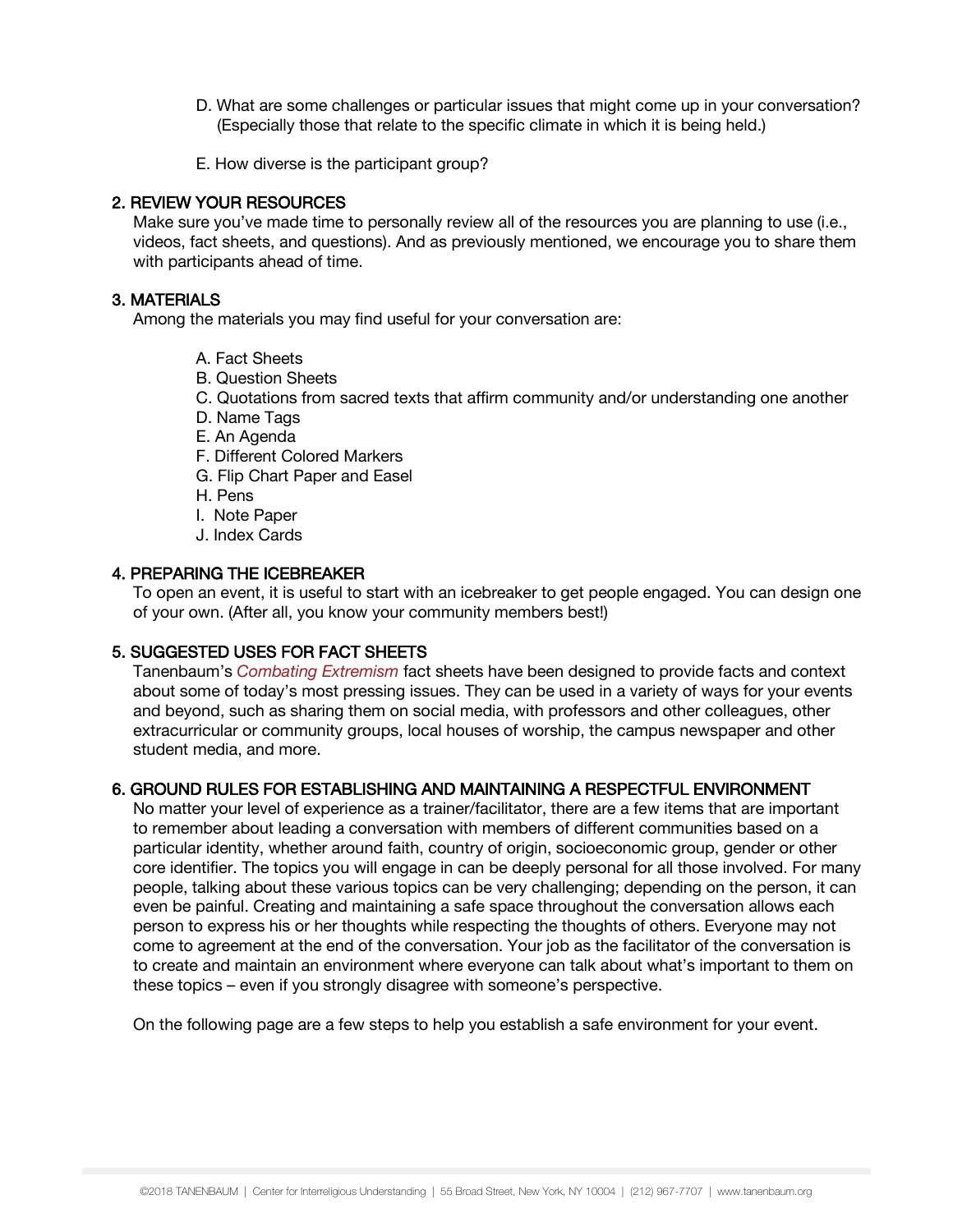D. What are some challenges or particular issues that might come up in your conversation? (Especially those that relate to the specific climate in which it is being held.)

E. How diverse is the participant group?

## 2. REVIEW YOUR RESOURCES

Make sure you've made time to personally review all of the resources you are planning to use (i.e., videos, fact sheets, and questions). And as previously mentioned, we encourage you to share them with participants ahead of time.

## 3. MATERIALS

Among the materials you may find useful for your conversation are:

A. Fact Sheets
B. Question Sheets
C. Quotations from sacred texts that affirm community and/or understanding one another
D. Name Tags
E. An Agenda
F. Different Colored Markers
G. Flip Chart Paper and Easel
H. Pens
I. Note Paper
J. Index Cards

## 4. PREPARING THE ICEBREAKER

To open an event, it is useful to start with an icebreaker to get people engaged. You can design one of your own. (After all, you know your community members best!)

## 5. SUGGESTED USES FOR FACT SHEETS

Tanenbaum's *Combating Extremism* fact sheets have been designed to provide facts and context about some of today's most pressing issues. They can be used in a variety of ways for your events and beyond, such as sharing them on social media, with professors and other colleagues, other extracurricular or community groups, local houses of worship, the campus newspaper and other student media, and more.

## 6. GROUND RULES FOR ESTABLISHING AND MAINTAINING A RESPECTFUL ENVIRONMENT

No matter your level of experience as a trainer/facilitator, there are a few items that are important to remember about leading a conversation with members of different communities based on a particular identity, whether around faith, country of origin, socioeconomic group, gender or other core identifier. The topics you will engage in can be deeply personal for all those involved. For many people, talking about these various topics can be very challenging; depending on the person, it can even be painful. Creating and maintaining a safe space throughout the conversation allows each person to express his or her thoughts while respecting the thoughts of others. Everyone may not come to agreement at the end of the conversation. Your job as the facilitator of the conversation is to create and maintain an environment where everyone can talk about what's important to them on these topics – even if you strongly disagree with someone's perspective.

On the following page are a few steps to help you establish a safe environment for your event.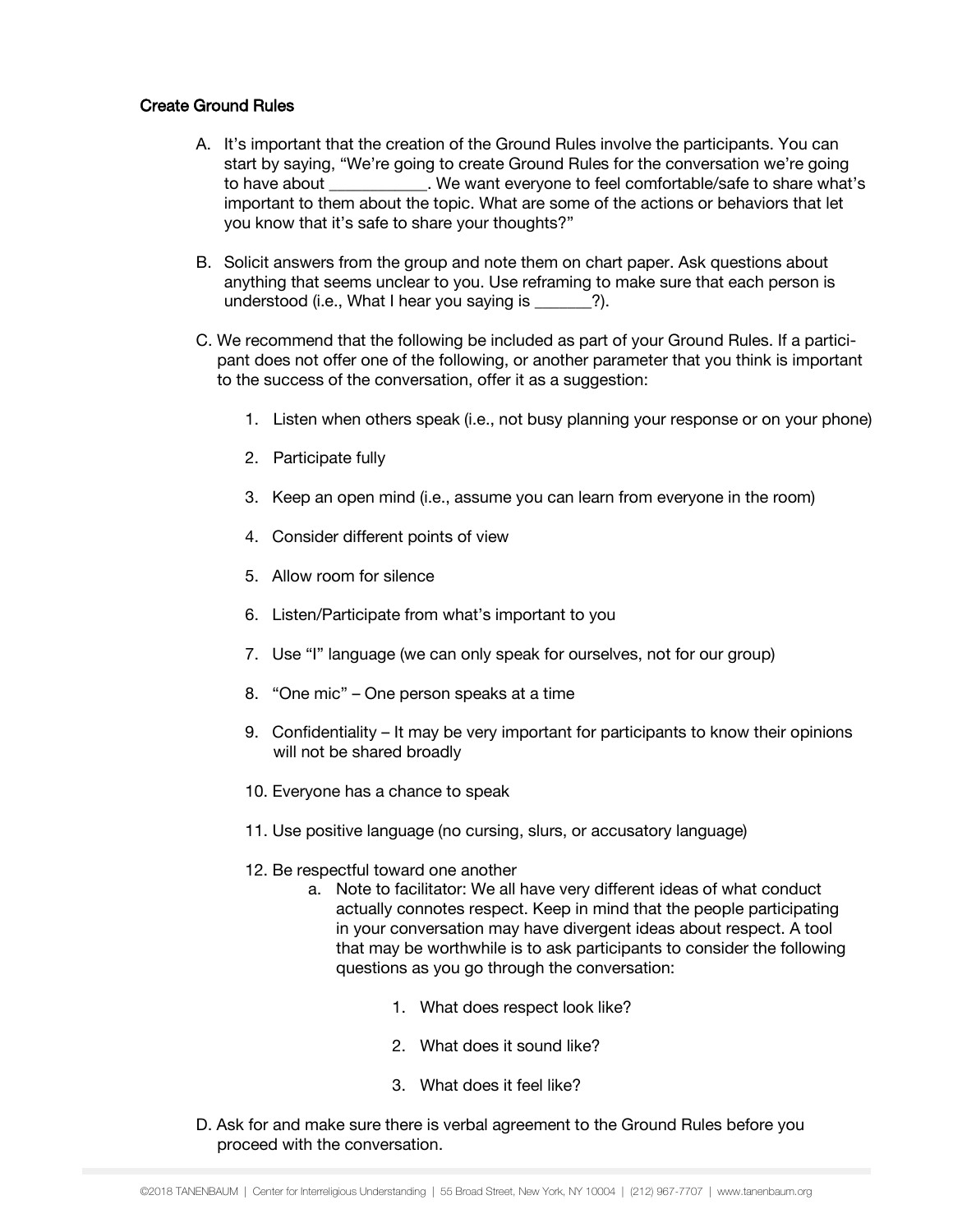## Create Ground Rules

A. It's important that the creation of the Ground Rules involve the participants. You can start by saying, "We're going to create Ground Rules for the conversation we're going to have about ___________. We want everyone to feel comfortable/safe to share what's important to them about the topic. What are some of the actions or behaviors that let you know that it's safe to share your thoughts?"

B. Solicit answers from the group and note them on chart paper. Ask questions about anything that seems unclear to you. Use reframing to make sure that each person is understood (i.e., What I hear you saying is _______?).

C. We recommend that the following be included as part of your Ground Rules. If a participant does not offer one of the following, or another parameter that you think is important to the success of the conversation, offer it as a suggestion:

   1. Listen when others speak (i.e., not busy planning your response or on your phone)
   2. Participate fully
   3. Keep an open mind (i.e., assume you can learn from everyone in the room)
   4. Consider different points of view
   5. Allow room for silence
   6. Listen/Participate from what's important to you
   7. Use "I" language (we can only speak for ourselves, not for our group)
   8. "One mic" – One person speaks at a time
   9. Confidentiality – It may be very important for participants to know their opinions will not be shared broadly
   10. Everyone has a chance to speak
   11. Use positive language (no cursing, slurs, or accusatory language)
   12. Be respectful toward one another
       a. Note to facilitator: We all have very different ideas of what conduct actually connotes respect. Keep in mind that the people participating in your conversation may have divergent ideas about respect. A tool that may be worthwhile is to ask participants to consider the following questions as you go through the conversation:
          1. What does respect look like?
          2. What does it sound like?
          3. What does it feel like?

D. Ask for and make sure there is verbal agreement to the Ground Rules before you proceed with the conversation.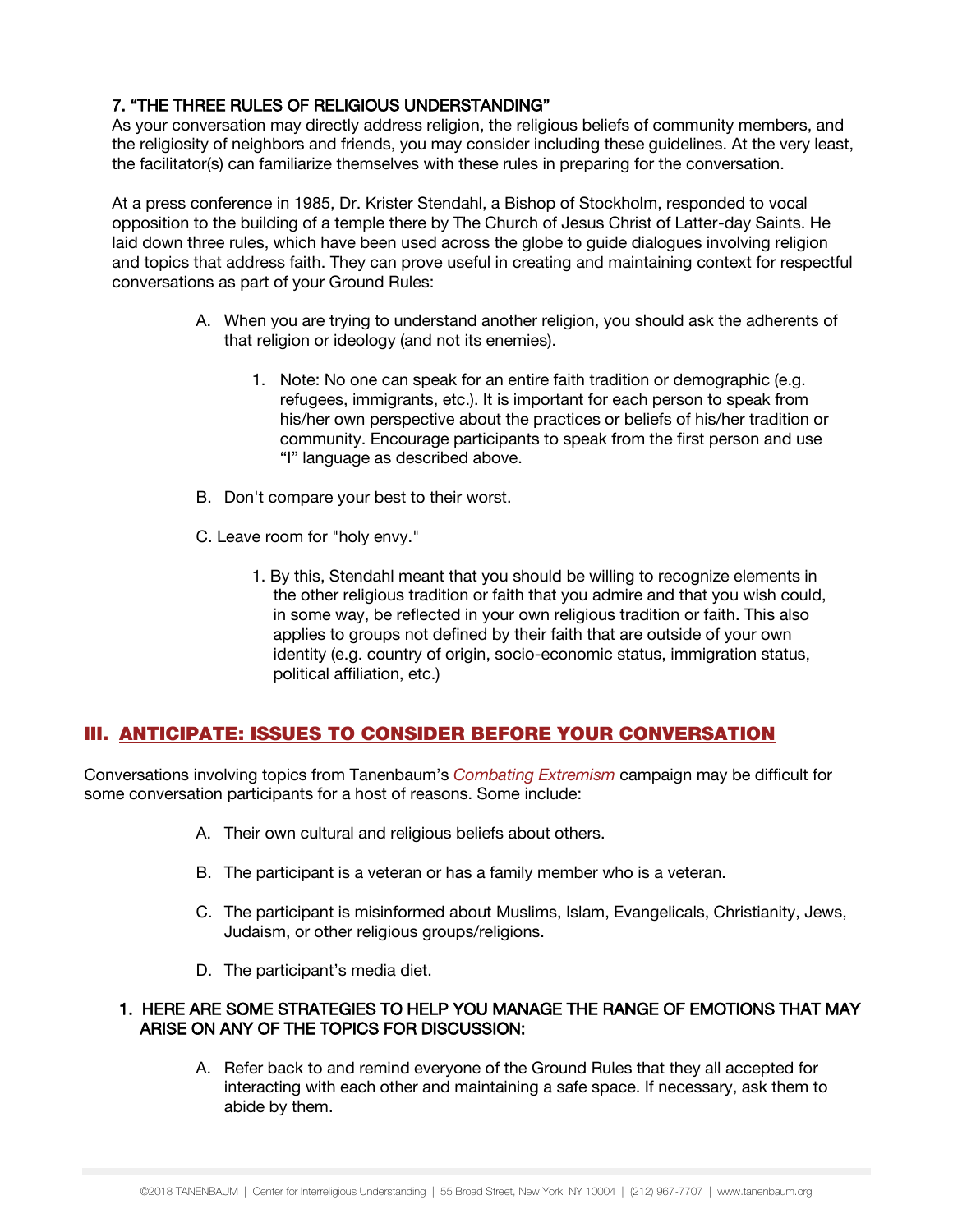### 7. "THE THREE RULES OF RELIGIOUS UNDERSTANDING"

As your conversation may directly address religion, the religious beliefs of community members, and the religiosity of neighbors and friends, you may consider including these guidelines. At the very least, the facilitator(s) can familiarize themselves with these rules in preparing for the conversation.

At a press conference in 1985, Dr. Krister Stendahl, a Bishop of Stockholm, responded to vocal opposition to the building of a temple there by The Church of Jesus Christ of Latter-day Saints. He laid down three rules, which have been used across the globe to guide dialogues involving religion and topics that address faith. They can prove useful in creating and maintaining context for respectful conversations as part of your Ground Rules:

A. When you are trying to understand another religion, you should ask the adherents of that religion or ideology (and not its enemies).

   1. Note: No one can speak for an entire faith tradition or demographic (e.g. refugees, immigrants, etc.). It is important for each person to speak from his/her own perspective about the practices or beliefs of his/her tradition or community. Encourage participants to speak from the first person and use "I" language as described above.

B. Don't compare your best to their worst.

C. Leave room for "holy envy."

   1. By this, Stendahl meant that you should be willing to recognize elements in the other religious tradition or faith that you admire and that you wish could, in some way, be reflected in your own religious tradition or faith. This also applies to groups not defined by their faith that are outside of your own identity (e.g. country of origin, socio-economic status, immigration status, political affiliation, etc.)

## III. ANTICIPATE: ISSUES TO CONSIDER BEFORE YOUR CONVERSATION

Conversations involving topics from Tanenbaum's *Combating Extremism* campaign may be difficult for some conversation participants for a host of reasons. Some include:

A. Their own cultural and religious beliefs about others.

B. The participant is a veteran or has a family member who is a veteran.

C. The participant is misinformed about Muslims, Islam, Evangelicals, Christianity, Jews, Judaism, or other religious groups/religions.

D. The participant's media diet.

### 1. HERE ARE SOME STRATEGIES TO HELP YOU MANAGE THE RANGE OF EMOTIONS THAT MAY ARISE ON ANY OF THE TOPICS FOR DISCUSSION:

A. Refer back to and remind everyone of the Ground Rules that they all accepted for interacting with each other and maintaining a safe space. If necessary, ask them to abide by them.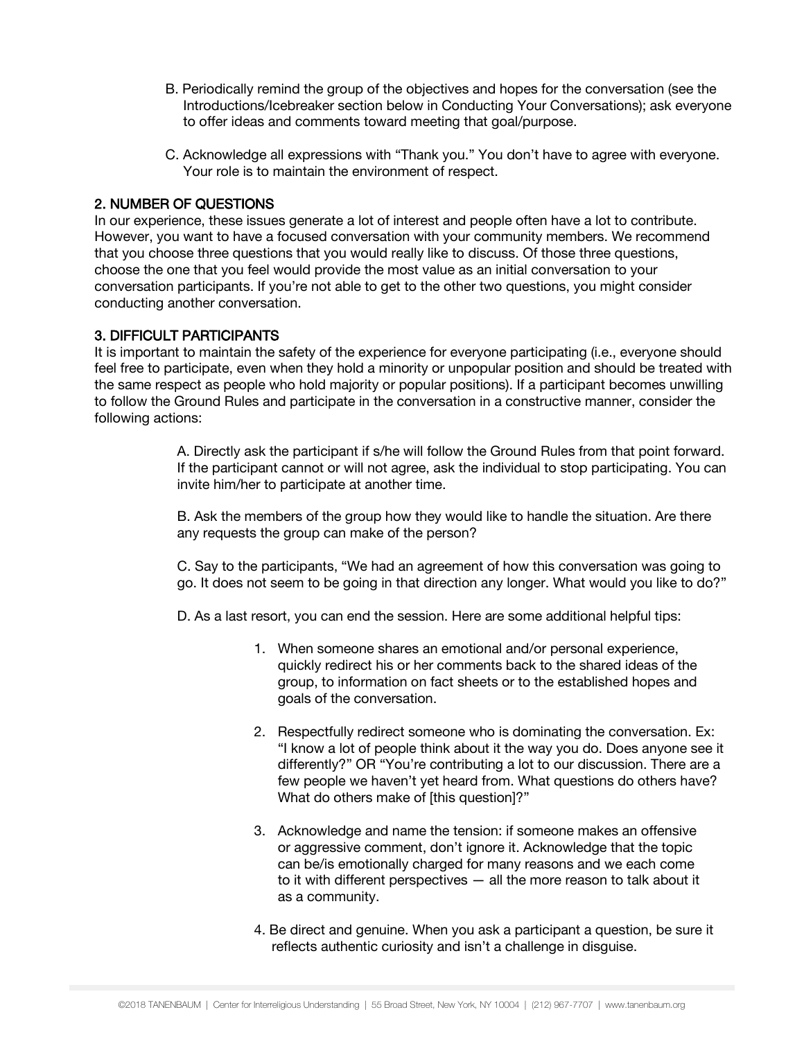B. Periodically remind the group of the objectives and hopes for the conversation (see the Introductions/Icebreaker section below in Conducting Your Conversations); ask everyone to offer ideas and comments toward meeting that goal/purpose.

C. Acknowledge all expressions with "Thank you." You don't have to agree with everyone. Your role is to maintain the environment of respect.

## 2. NUMBER OF QUESTIONS

In our experience, these issues generate a lot of interest and people often have a lot to contribute. However, you want to have a focused conversation with your community members. We recommend that you choose three questions that you would really like to discuss. Of those three questions, choose the one that you feel would provide the most value as an initial conversation to your conversation participants. If you're not able to get to the other two questions, you might consider conducting another conversation.

## 3. DIFFICULT PARTICIPANTS

It is important to maintain the safety of the experience for everyone participating (i.e., everyone should feel free to participate, even when they hold a minority or unpopular position and should be treated with the same respect as people who hold majority or popular positions). If a participant becomes unwilling to follow the Ground Rules and participate in the conversation in a constructive manner, consider the following actions:

A. Directly ask the participant if s/he will follow the Ground Rules from that point forward. If the participant cannot or will not agree, ask the individual to stop participating. You can invite him/her to participate at another time.

B. Ask the members of the group how they would like to handle the situation. Are there any requests the group can make of the person?

C. Say to the participants, "We had an agreement of how this conversation was going to go. It does not seem to be going in that direction any longer. What would you like to do?"

D. As a last resort, you can end the session. Here are some additional helpful tips:

1. When someone shares an emotional and/or personal experience, quickly redirect his or her comments back to the shared ideas of the group, to information on fact sheets or to the established hopes and goals of the conversation.

2. Respectfully redirect someone who is dominating the conversation. Ex: "I know a lot of people think about it the way you do. Does anyone see it differently?" OR "You're contributing a lot to our discussion. There are a few people we haven't yet heard from. What questions do others have? What do others make of [this question]?"

3. Acknowledge and name the tension: if someone makes an offensive or aggressive comment, don't ignore it. Acknowledge that the topic can be/is emotionally charged for many reasons and we each come to it with different perspectives — all the more reason to talk about it as a community.

4. Be direct and genuine. When you ask a participant a question, be sure it reflects authentic curiosity and isn't a challenge in disguise.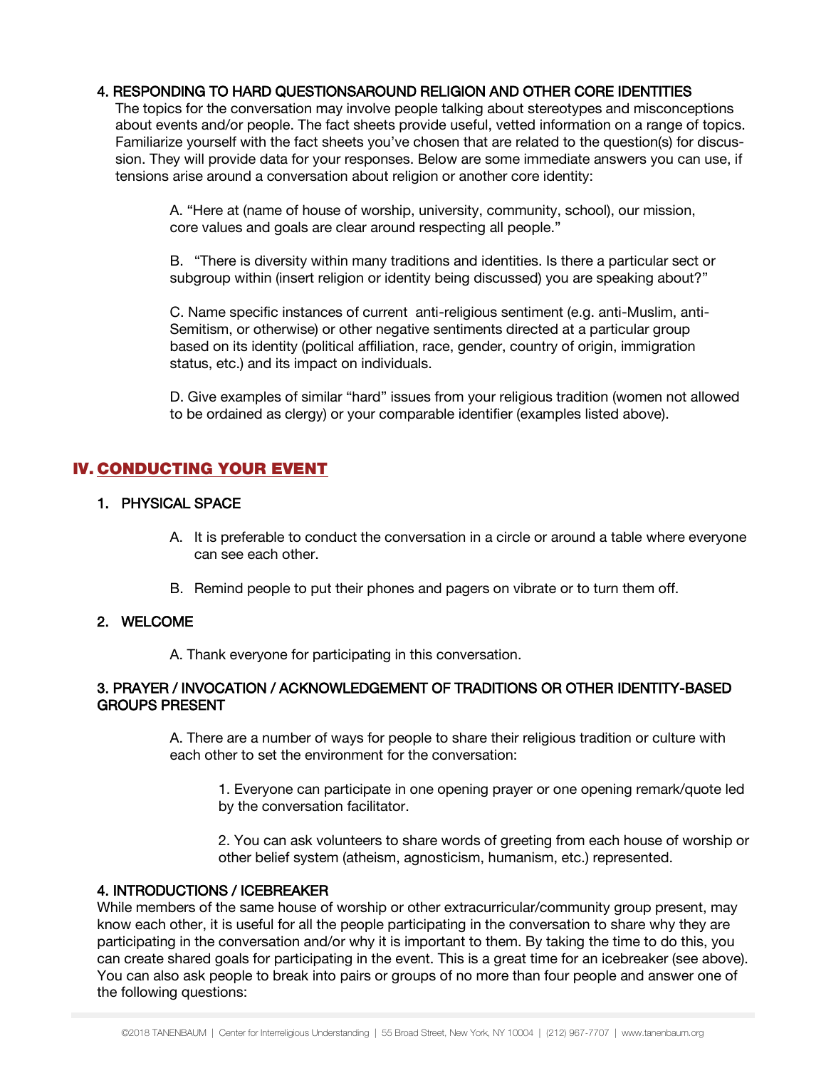#### 4. RESPONDING TO HARD QUESTIONSAROUND RELIGION AND OTHER CORE IDENTITIES

The topics for the conversation may involve people talking about stereotypes and misconceptions about events and/or people. The fact sheets provide useful, vetted information on a range of topics. Familiarize yourself with the fact sheets you've chosen that are related to the question(s) for discussion. They will provide data for your responses. Below are some immediate answers you can use, if tensions arise around a conversation about religion or another core identity:

A. "Here at (name of house of worship, university, community, school), our mission, core values and goals are clear around respecting all people."

B. "There is diversity within many traditions and identities. Is there a particular sect or subgroup within (insert religion or identity being discussed) you are speaking about?"

C. Name specific instances of current anti-religious sentiment (e.g. anti-Muslim, anti-Semitism, or otherwise) or other negative sentiments directed at a particular group based on its identity (political affiliation, race, gender, country of origin, immigration status, etc.) and its impact on individuals.

D. Give examples of similar "hard" issues from your religious tradition (women not allowed to be ordained as clergy) or your comparable identifier (examples listed above).

## IV. CONDUCTING YOUR EVENT

#### 1. PHYSICAL SPACE

A. It is preferable to conduct the conversation in a circle or around a table where everyone can see each other.

B. Remind people to put their phones and pagers on vibrate or to turn them off.

#### 2. WELCOME

A. Thank everyone for participating in this conversation.

#### 3. PRAYER / INVOCATION / ACKNOWLEDGEMENT OF TRADITIONS OR OTHER IDENTITY-BASED GROUPS PRESENT

A. There are a number of ways for people to share their religious tradition or culture with each other to set the environment for the conversation:

1. Everyone can participate in one opening prayer or one opening remark/quote led by the conversation facilitator.

2. You can ask volunteers to share words of greeting from each house of worship or other belief system (atheism, agnosticism, humanism, etc.) represented.

#### 4. INTRODUCTIONS / ICEBREAKER

While members of the same house of worship or other extracurricular/community group present, may know each other, it is useful for all the people participating in the conversation to share why they are participating in the conversation and/or why it is important to them. By taking the time to do this, you can create shared goals for participating in the event. This is a great time for an icebreaker (see above). You can also ask people to break into pairs or groups of no more than four people and answer one of the following questions: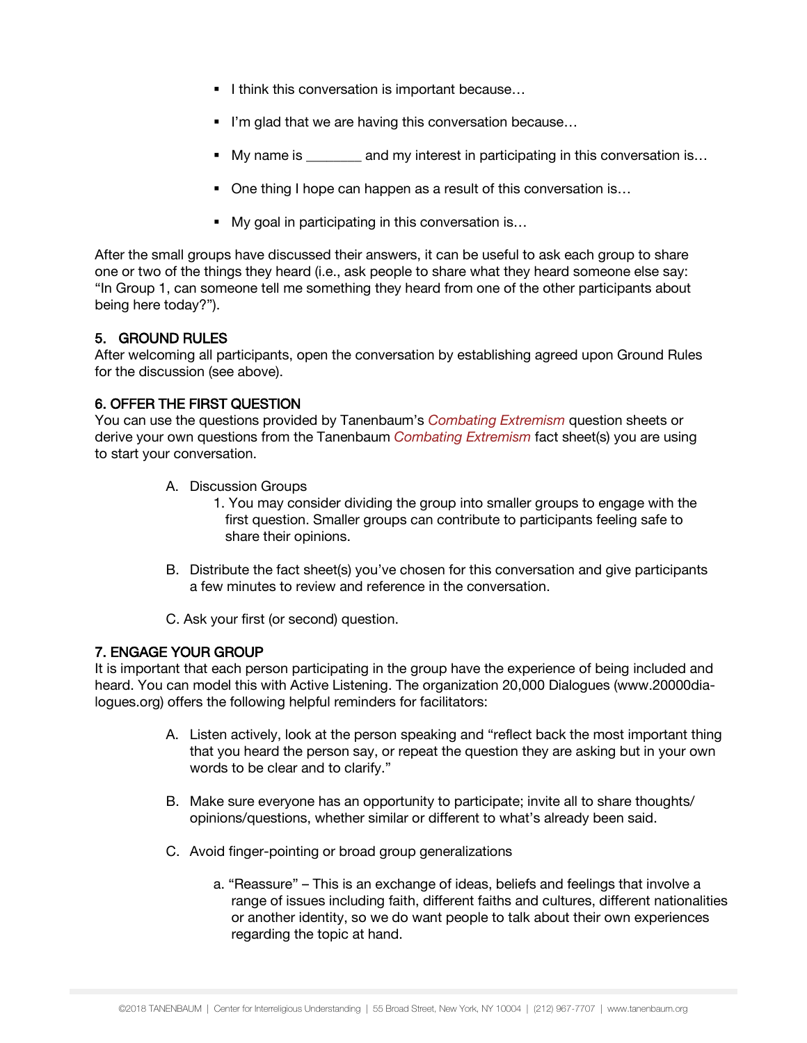- I think this conversation is important because…
- I'm glad that we are having this conversation because…
- My name is ________ and my interest in participating in this conversation is…
- One thing I hope can happen as a result of this conversation is…
- My goal in participating in this conversation is…

After the small groups have discussed their answers, it can be useful to ask each group to share one or two of the things they heard (i.e., ask people to share what they heard someone else say: "In Group 1, can someone tell me something they heard from one of the other participants about being here today?").

## 5. GROUND RULES

After welcoming all participants, open the conversation by establishing agreed upon Ground Rules for the discussion (see above).

## 6. OFFER THE FIRST QUESTION

You can use the questions provided by Tanenbaum's *Combating Extremism* question sheets or derive your own questions from the Tanenbaum *Combating Extremism* fact sheet(s) you are using to start your conversation.

A. Discussion Groups
   1. You may consider dividing the group into smaller groups to engage with the first question. Smaller groups can contribute to participants feeling safe to share their opinions.

B. Distribute the fact sheet(s) you've chosen for this conversation and give participants a few minutes to review and reference in the conversation.

C. Ask your first (or second) question.

## 7. ENGAGE YOUR GROUP

It is important that each person participating in the group have the experience of being included and heard. You can model this with Active Listening. The organization 20,000 Dialogues (www.20000dialogues.org) offers the following helpful reminders for facilitators:

A. Listen actively, look at the person speaking and "reflect back the most important thing that you heard the person say, or repeat the question they are asking but in your own words to be clear and to clarify."

B. Make sure everyone has an opportunity to participate; invite all to share thoughts/ opinions/questions, whether similar or different to what's already been said.

C. Avoid finger-pointing or broad group generalizations

   a. "Reassure" – This is an exchange of ideas, beliefs and feelings that involve a range of issues including faith, different faiths and cultures, different nationalities or another identity, so we do want people to talk about their own experiences regarding the topic at hand.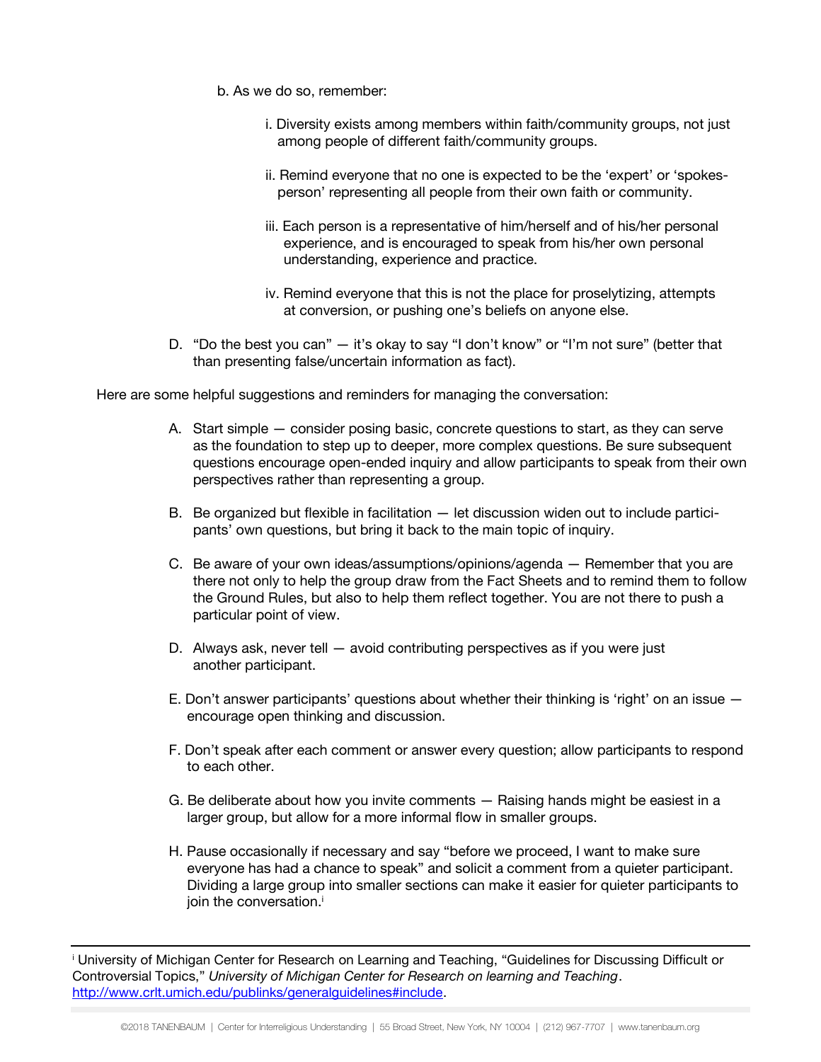b. As we do so, remember:

i. Diversity exists among members within faith/community groups, not just among people of different faith/community groups.

ii. Remind everyone that no one is expected to be the 'expert' or 'spokes-person' representing all people from their own faith or community.

iii. Each person is a representative of him/herself and of his/her personal experience, and is encouraged to speak from his/her own personal understanding, experience and practice.

iv. Remind everyone that this is not the place for proselytizing, attempts at conversion, or pushing one's beliefs on anyone else.

D. "Do the best you can" — it's okay to say "I don't know" or "I'm not sure" (better that than presenting false/uncertain information as fact).

Here are some helpful suggestions and reminders for managing the conversation:

A. Start simple — consider posing basic, concrete questions to start, as they can serve as the foundation to step up to deeper, more complex questions. Be sure subsequent questions encourage open-ended inquiry and allow participants to speak from their own perspectives rather than representing a group.

B. Be organized but flexible in facilitation — let discussion widen out to include participants' own questions, but bring it back to the main topic of inquiry.

C. Be aware of your own ideas/assumptions/opinions/agenda — Remember that you are there not only to help the group draw from the Fact Sheets and to remind them to follow the Ground Rules, but also to help them reflect together. You are not there to push a particular point of view.

D. Always ask, never tell — avoid contributing perspectives as if you were just another participant.

E. Don't answer participants' questions about whether their thinking is 'right' on an issue — encourage open thinking and discussion.

F. Don't speak after each comment or answer every question; allow participants to respond to each other.

G. Be deliberate about how you invite comments — Raising hands might be easiest in a larger group, but allow for a more informal flow in smaller groups.

H. Pause occasionally if necessary and say "before we proceed, I want to make sure everyone has had a chance to speak" and solicit a comment from a quieter participant. Dividing a large group into smaller sections can make it easier for quieter participants to join the conversation.[i]

---

[i] University of Michigan Center for Research on Learning and Teaching, "Guidelines for Discussing Difficult or Controversial Topics," *University of Michigan Center for Research on learning and Teaching*. http://www.crlt.umich.edu/publinks/generalguidelines#include.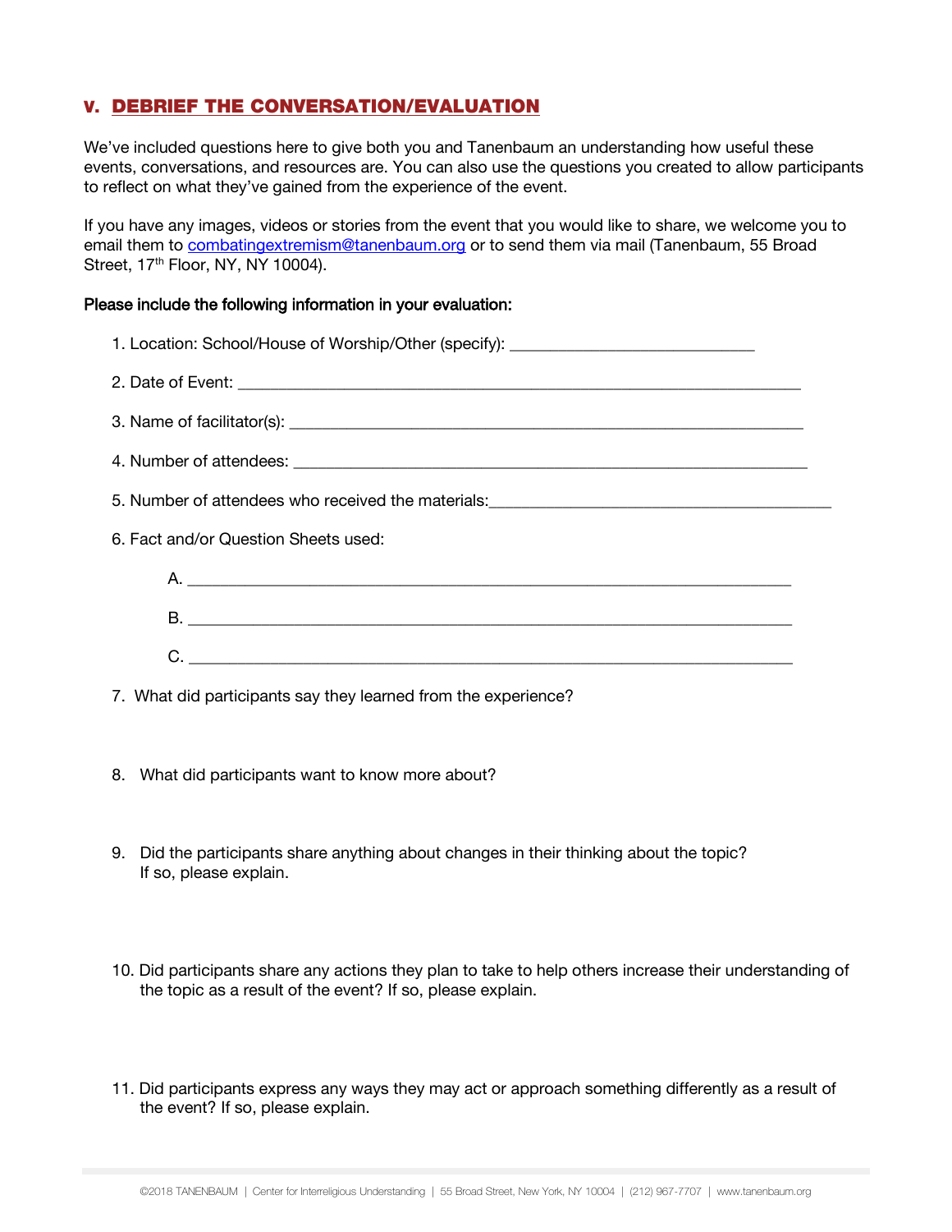## V. DEBRIEF THE CONVERSATION/EVALUATION

We've included questions here to give both you and Tanenbaum an understanding how useful these events, conversations, and resources are. You can also use the questions you created to allow participants to reflect on what they've gained from the experience of the event.

If you have any images, videos or stories from the event that you would like to share, we welcome you to email them to combatingextremism@tanenbaum.org or to send them via mail (Tanenbaum, 55 Broad Street, 17th Floor, NY, NY 10004).

**Please include the following information in your evaluation:**

1. Location: School/House of Worship/Other (specify): ____________________________
2. Date of Event: ________________________________________________________________
3. Name of facilitator(s): __________________________________________________________
4. Number of attendees: ___________________________________________________________
5. Number of attendees who received the materials:_______________________________________
6. Fact and/or Question Sheets used:

   A. ____________________________________________________________________

   B. ____________________________________________________________________

   C. ____________________________________________________________________

7. What did participants say they learned from the experience?

8. What did participants want to know more about?

9. Did the participants share anything about changes in their thinking about the topic? If so, please explain.

10. Did participants share any actions they plan to take to help others increase their understanding of the topic as a result of the event? If so, please explain.

11. Did participants express any ways they may act or approach something differently as a result of the event? If so, please explain.